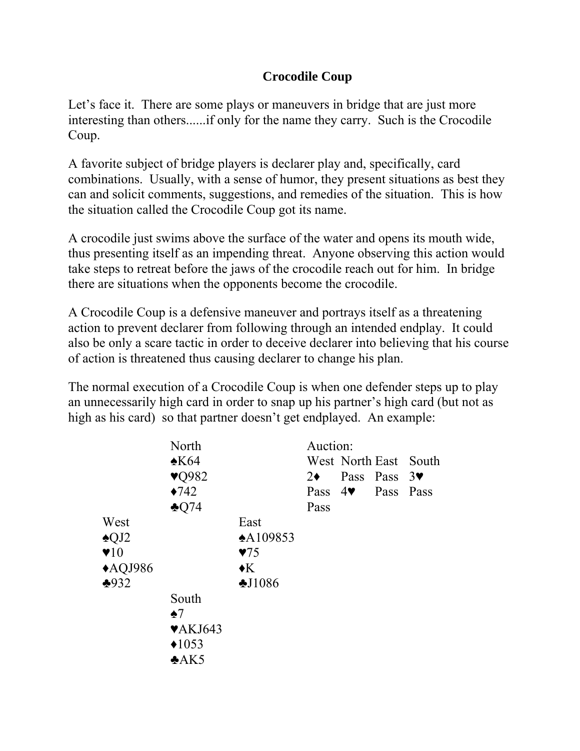# Crocodile Coup

Let's face it. There are some plays or maneuvers in bridge that are just more interesting than others......if only for the name they carry. Such is the Crocodile Coup.

A favorite subject of bridge players is declarer play and, specifically, card combinations. Usually, with a sense of humor, they present situations as best they can and solicit comments, suggestions, and remedies of the situation. This is how the situation called the Crocodile Coup got its name.

A crocodile just swims above the surface of the water and opens its mouth wide, thus presenting itself as an impending threat. Anyone observing this action would take steps to retreat before the jaws of the crocodile reach out for him. In bridge there are situations when the opponents become the crocodile.

A Crocodile Coup is a defensive maneuver and portrays itself as a threatening action to prevent declarer from following through an intended endplay. It could also be only a scare tactic in order to deceive declarer into believing that his course of action is threatened thus causing declarer to change his plan.

The normal execution of a Crocodile Coup is when one defender steps up to play an unnecessarily high card in order to snap up his partner's high card (but not as high as his card) so that partner doesn't get endplayed. An example:

```
              North                Auction:
              ♠K64                 West  North East  South
              ♥Q982                2♦    Pass  Pass  3♥
              ♦742                 Pass  4♥    Pass  Pass
              ♣Q74                 Pass
   West                East
   ♠QJ2                ♠A109853
   ♥10                 ♥75
   ♦AQJ986             ♦K
   ♣932                ♣J1086
              South
              ♠7
              ♥AKJ643
              ♦1053
              ♣AK5
```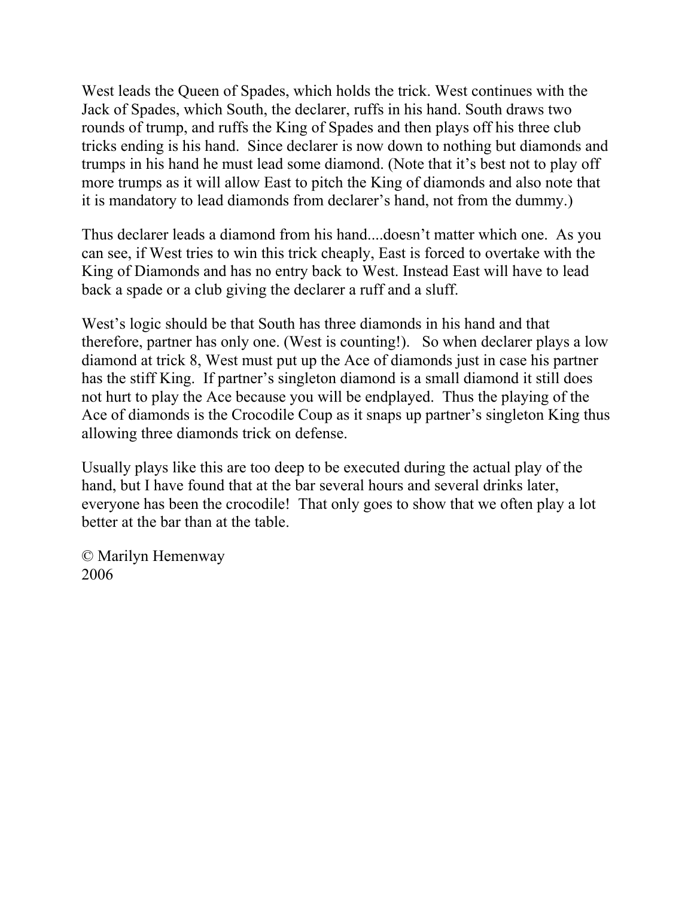West leads the Queen of Spades, which holds the trick. West continues with the Jack of Spades, which South, the declarer, ruffs in his hand. South draws two rounds of trump, and ruffs the King of Spades and then plays off his three club tricks ending is his hand. Since declarer is now down to nothing but diamonds and trumps in his hand he must lead some diamond. (Note that it's best not to play off more trumps as it will allow East to pitch the King of diamonds and also note that it is mandatory to lead diamonds from declarer's hand, not from the dummy.)

Thus declarer leads a diamond from his hand....doesn't matter which one. As you can see, if West tries to win this trick cheaply, East is forced to overtake with the King of Diamonds and has no entry back to West. Instead East will have to lead back a spade or a club giving the declarer a ruff and a sluff.

West's logic should be that South has three diamonds in his hand and that therefore, partner has only one. (West is counting!). So when declarer plays a low diamond at trick 8, West must put up the Ace of diamonds just in case his partner has the stiff King. If partner's singleton diamond is a small diamond it still does not hurt to play the Ace because you will be endplayed. Thus the playing of the Ace of diamonds is the Crocodile Coup as it snaps up partner's singleton King thus allowing three diamonds trick on defense.

Usually plays like this are too deep to be executed during the actual play of the hand, but I have found that at the bar several hours and several drinks later, everyone has been the crocodile! That only goes to show that we often play a lot better at the bar than at the table.

© Marilyn Hemenway
2006